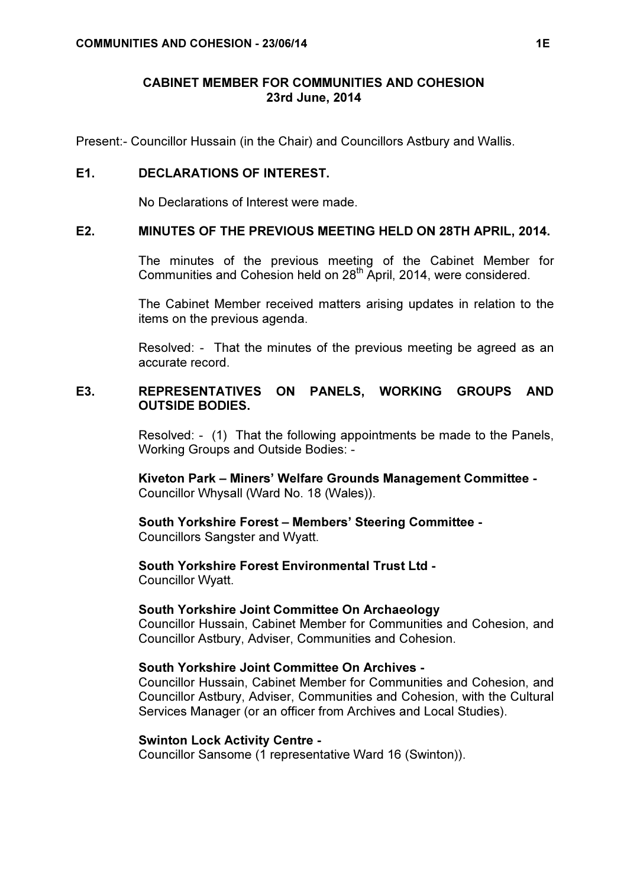## CABINET MEMBER FOR COMMUNITIES AND COHESION
## 23rd June, 2014

Present:- Councillor Hussain (in the Chair) and Councillors Astbury and Wallis.

### E1. DECLARATIONS OF INTEREST.

No Declarations of Interest were made.

### E2. MINUTES OF THE PREVIOUS MEETING HELD ON 28TH APRIL, 2014.

The minutes of the previous meeting of the Cabinet Member for Communities and Cohesion held on 28th April, 2014, were considered.

The Cabinet Member received matters arising updates in relation to the items on the previous agenda.

Resolved: - That the minutes of the previous meeting be agreed as an accurate record.

### E3. REPRESENTATIVES ON PANELS, WORKING GROUPS AND OUTSIDE BODIES.

Resolved: - (1) That the following appointments be made to the Panels, Working Groups and Outside Bodies: -

**Kiveton Park – Miners' Welfare Grounds Management Committee -**
Councillor Whysall (Ward No. 18 (Wales)).

**South Yorkshire Forest – Members' Steering Committee -**
Councillors Sangster and Wyatt.

**South Yorkshire Forest Environmental Trust Ltd -**
Councillor Wyatt.

**South Yorkshire Joint Committee On Archaeology**
Councillor Hussain, Cabinet Member for Communities and Cohesion, and Councillor Astbury, Adviser, Communities and Cohesion.

**South Yorkshire Joint Committee On Archives -**
Councillor Hussain, Cabinet Member for Communities and Cohesion, and Councillor Astbury, Adviser, Communities and Cohesion, with the Cultural Services Manager (or an officer from Archives and Local Studies).

**Swinton Lock Activity Centre -**
Councillor Sansome (1 representative Ward 16 (Swinton)).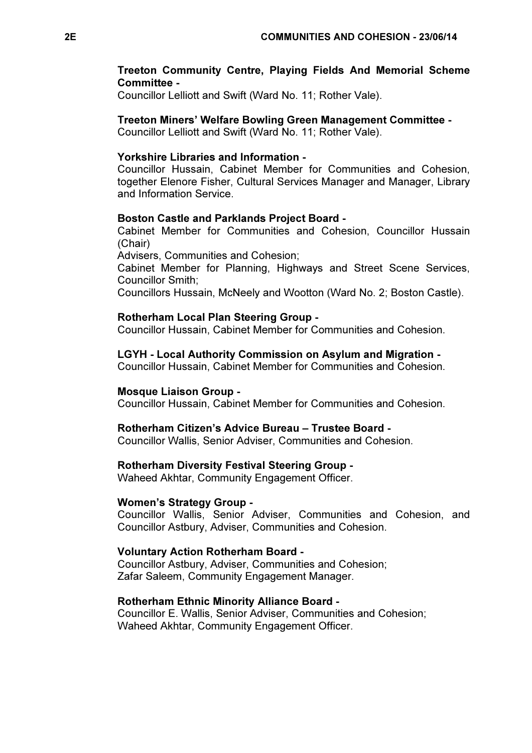**Treeton Community Centre, Playing Fields And Memorial Scheme Committee -**
Councillor Lelliott and Swift (Ward No. 11; Rother Vale).

**Treeton Miners' Welfare Bowling Green Management Committee -**
Councillor Lelliott and Swift (Ward No. 11; Rother Vale).

**Yorkshire Libraries and Information -**
Councillor Hussain, Cabinet Member for Communities and Cohesion, together Elenore Fisher, Cultural Services Manager and Manager, Library and Information Service.

**Boston Castle and Parklands Project Board -**
Cabinet Member for Communities and Cohesion, Councillor Hussain (Chair)
Advisers, Communities and Cohesion;
Cabinet Member for Planning, Highways and Street Scene Services, Councillor Smith;
Councillors Hussain, McNeely and Wootton (Ward No. 2; Boston Castle).

**Rotherham Local Plan Steering Group -**
Councillor Hussain, Cabinet Member for Communities and Cohesion.

**LGYH - Local Authority Commission on Asylum and Migration -**
Councillor Hussain, Cabinet Member for Communities and Cohesion.

**Mosque Liaison Group -**
Councillor Hussain, Cabinet Member for Communities and Cohesion.

**Rotherham Citizen's Advice Bureau – Trustee Board -**
Councillor Wallis, Senior Adviser, Communities and Cohesion.

**Rotherham Diversity Festival Steering Group -**
Waheed Akhtar, Community Engagement Officer.

**Women's Strategy Group -**
Councillor Wallis, Senior Adviser, Communities and Cohesion, and Councillor Astbury, Adviser, Communities and Cohesion.

**Voluntary Action Rotherham Board -**
Councillor Astbury, Adviser, Communities and Cohesion;
Zafar Saleem, Community Engagement Manager.

**Rotherham Ethnic Minority Alliance Board -**
Councillor E. Wallis, Senior Adviser, Communities and Cohesion;
Waheed Akhtar, Community Engagement Officer.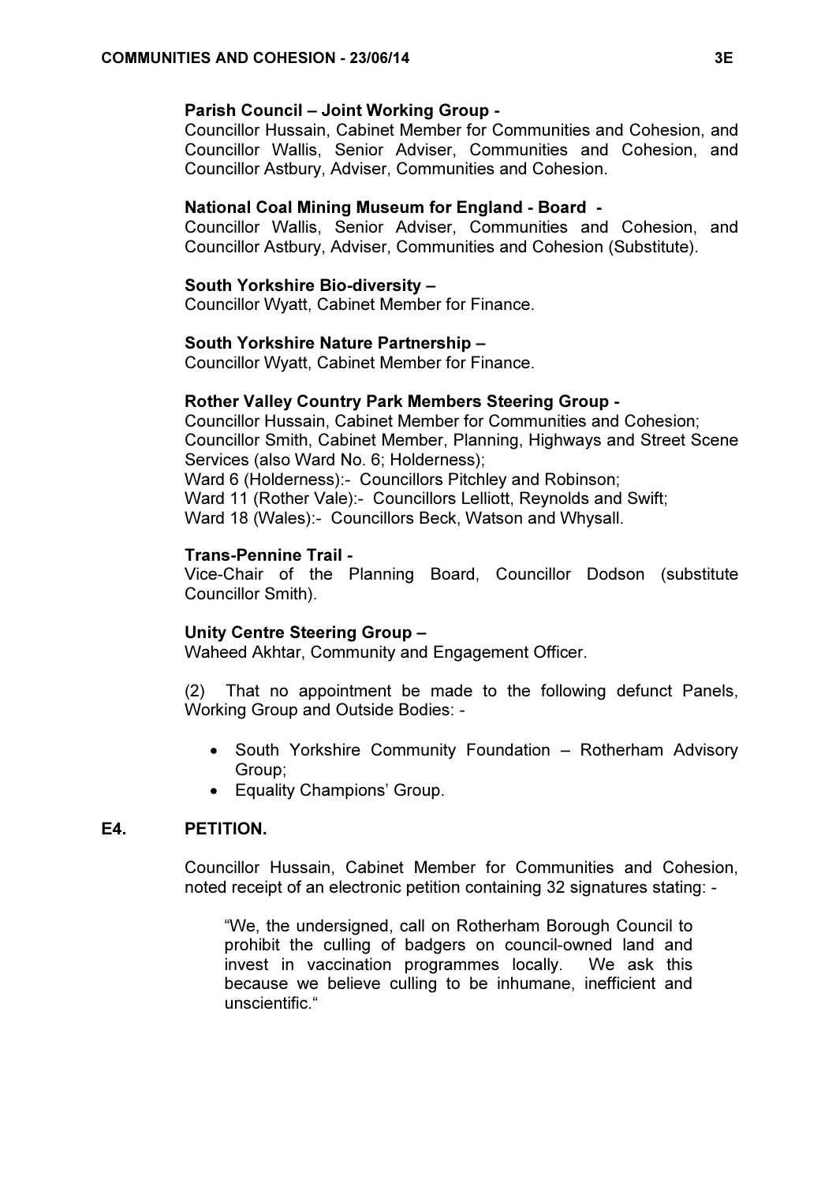**Parish Council – Joint Working Group -**
Councillor Hussain, Cabinet Member for Communities and Cohesion, and Councillor Wallis, Senior Adviser, Communities and Cohesion, and Councillor Astbury, Adviser, Communities and Cohesion.

**National Coal Mining Museum for England - Board -**
Councillor Wallis, Senior Adviser, Communities and Cohesion, and Councillor Astbury, Adviser, Communities and Cohesion (Substitute).

**South Yorkshire Bio-diversity –**
Councillor Wyatt, Cabinet Member for Finance.

**South Yorkshire Nature Partnership –**
Councillor Wyatt, Cabinet Member for Finance.

**Rother Valley Country Park Members Steering Group -**
Councillor Hussain, Cabinet Member for Communities and Cohesion;
Councillor Smith, Cabinet Member, Planning, Highways and Street Scene Services (also Ward No. 6; Holderness);
Ward 6 (Holderness):- Councillors Pitchley and Robinson;
Ward 11 (Rother Vale):- Councillors Lelliott, Reynolds and Swift;
Ward 18 (Wales):- Councillors Beck, Watson and Whysall.

**Trans-Pennine Trail -**
Vice-Chair of the Planning Board, Councillor Dodson (substitute Councillor Smith).

**Unity Centre Steering Group –**
Waheed Akhtar, Community and Engagement Officer.

(2) That no appointment be made to the following defunct Panels, Working Group and Outside Bodies: -

- South Yorkshire Community Foundation – Rotherham Advisory Group;
- Equality Champions' Group.

## E4. PETITION.

Councillor Hussain, Cabinet Member for Communities and Cohesion, noted receipt of an electronic petition containing 32 signatures stating: -

> "We, the undersigned, call on Rotherham Borough Council to prohibit the culling of badgers on council-owned land and invest in vaccination programmes locally. We ask this because we believe culling to be inhumane, inefficient and unscientific."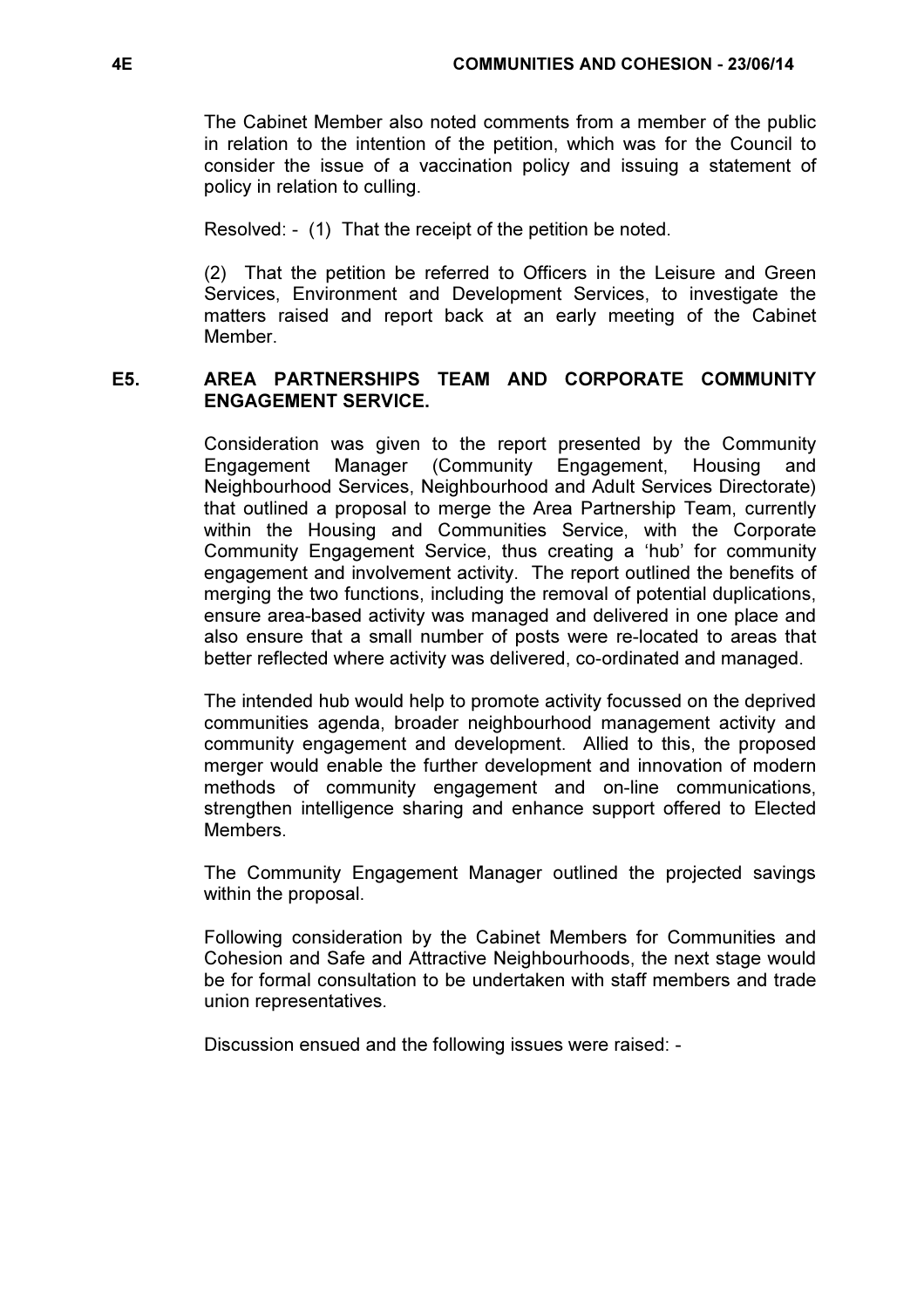The Cabinet Member also noted comments from a member of the public in relation to the intention of the petition, which was for the Council to consider the issue of a vaccination policy and issuing a statement of policy in relation to culling.

Resolved: - (1) That the receipt of the petition be noted.

(2) That the petition be referred to Officers in the Leisure and Green Services, Environment and Development Services, to investigate the matters raised and report back at an early meeting of the Cabinet Member.

## E5. AREA PARTNERSHIPS TEAM AND CORPORATE COMMUNITY ENGAGEMENT SERVICE.

Consideration was given to the report presented by the Community Engagement Manager (Community Engagement, Housing and Neighbourhood Services, Neighbourhood and Adult Services Directorate) that outlined a proposal to merge the Area Partnership Team, currently within the Housing and Communities Service, with the Corporate Community Engagement Service, thus creating a 'hub' for community engagement and involvement activity. The report outlined the benefits of merging the two functions, including the removal of potential duplications, ensure area-based activity was managed and delivered in one place and also ensure that a small number of posts were re-located to areas that better reflected where activity was delivered, co-ordinated and managed.

The intended hub would help to promote activity focussed on the deprived communities agenda, broader neighbourhood management activity and community engagement and development. Allied to this, the proposed merger would enable the further development and innovation of modern methods of community engagement and on-line communications, strengthen intelligence sharing and enhance support offered to Elected Members.

The Community Engagement Manager outlined the projected savings within the proposal.

Following consideration by the Cabinet Members for Communities and Cohesion and Safe and Attractive Neighbourhoods, the next stage would be for formal consultation to be undertaken with staff members and trade union representatives.

Discussion ensued and the following issues were raised: -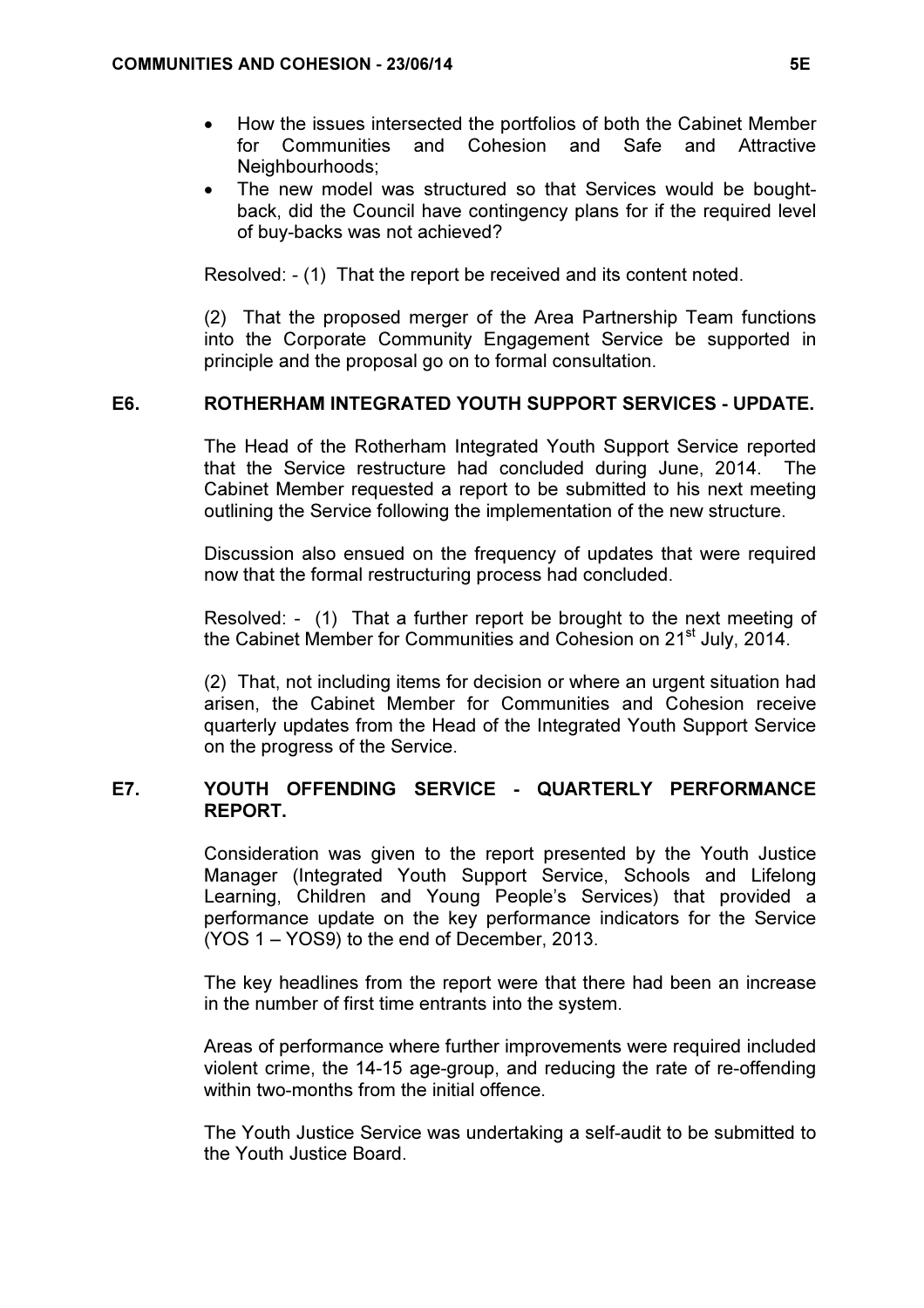- How the issues intersected the portfolios of both the Cabinet Member for Communities and Cohesion and Safe and Attractive Neighbourhoods;
- The new model was structured so that Services would be bought-back, did the Council have contingency plans for if the required level of buy-backs was not achieved?

Resolved: - (1) That the report be received and its content noted.

(2) That the proposed merger of the Area Partnership Team functions into the Corporate Community Engagement Service be supported in principle and the proposal go on to formal consultation.

## E6. ROTHERHAM INTEGRATED YOUTH SUPPORT SERVICES - UPDATE.

The Head of the Rotherham Integrated Youth Support Service reported that the Service restructure had concluded during June, 2014. The Cabinet Member requested a report to be submitted to his next meeting outlining the Service following the implementation of the new structure.

Discussion also ensued on the frequency of updates that were required now that the formal restructuring process had concluded.

Resolved: - (1) That a further report be brought to the next meeting of the Cabinet Member for Communities and Cohesion on 21st July, 2014.

(2) That, not including items for decision or where an urgent situation had arisen, the Cabinet Member for Communities and Cohesion receive quarterly updates from the Head of the Integrated Youth Support Service on the progress of the Service.

## E7. YOUTH OFFENDING SERVICE - QUARTERLY PERFORMANCE REPORT.

Consideration was given to the report presented by the Youth Justice Manager (Integrated Youth Support Service, Schools and Lifelong Learning, Children and Young People's Services) that provided a performance update on the key performance indicators for the Service (YOS 1 – YOS9) to the end of December, 2013.

The key headlines from the report were that there had been an increase in the number of first time entrants into the system.

Areas of performance where further improvements were required included violent crime, the 14-15 age-group, and reducing the rate of re-offending within two-months from the initial offence.

The Youth Justice Service was undertaking a self-audit to be submitted to the Youth Justice Board.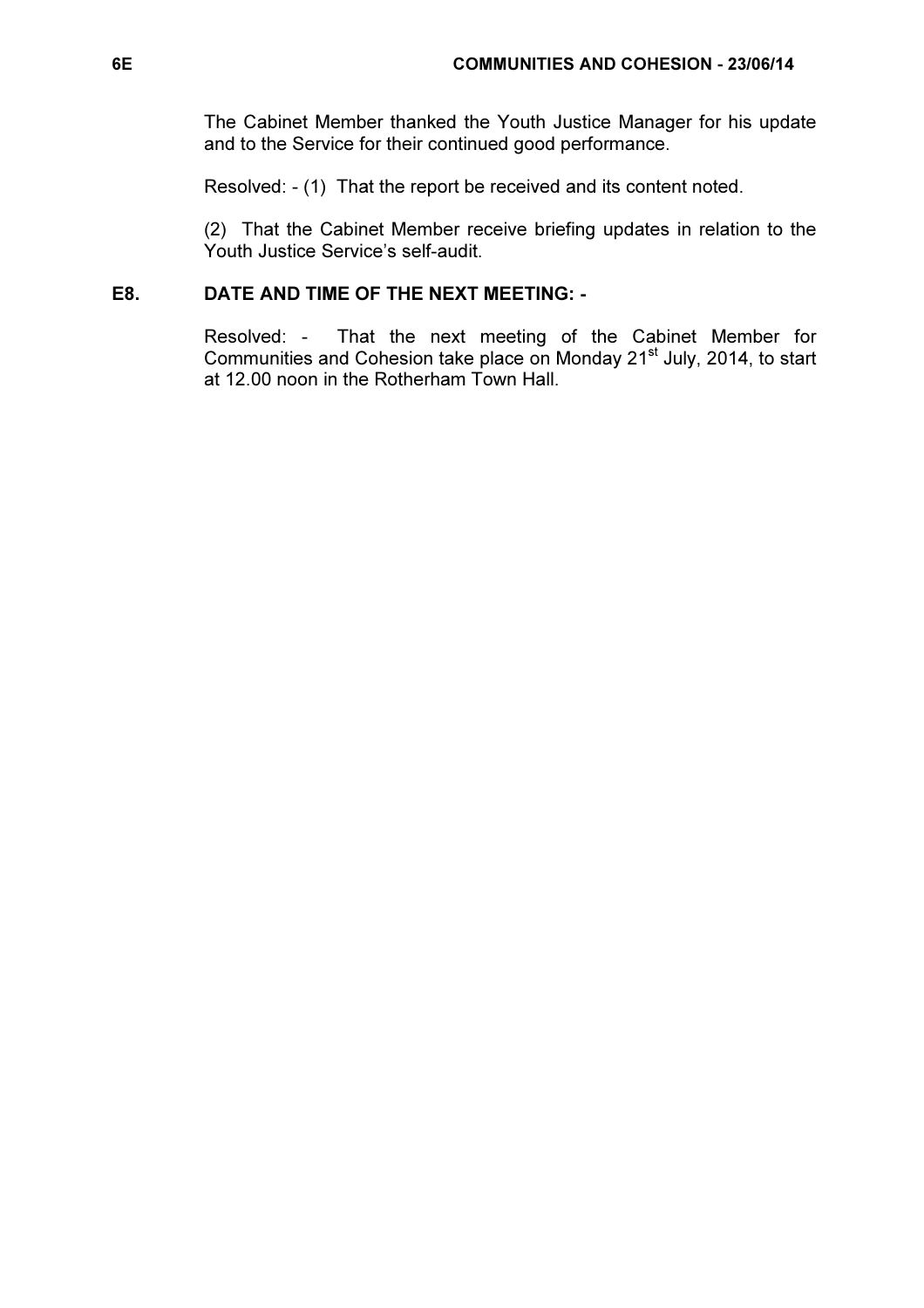The Cabinet Member thanked the Youth Justice Manager for his update and to the Service for their continued good performance.

Resolved: - (1) That the report be received and its content noted.

(2) That the Cabinet Member receive briefing updates in relation to the Youth Justice Service's self-audit.

## E8. DATE AND TIME OF THE NEXT MEETING: -

Resolved: - That the next meeting of the Cabinet Member for Communities and Cohesion take place on Monday 21st July, 2014, to start at 12.00 noon in the Rotherham Town Hall.